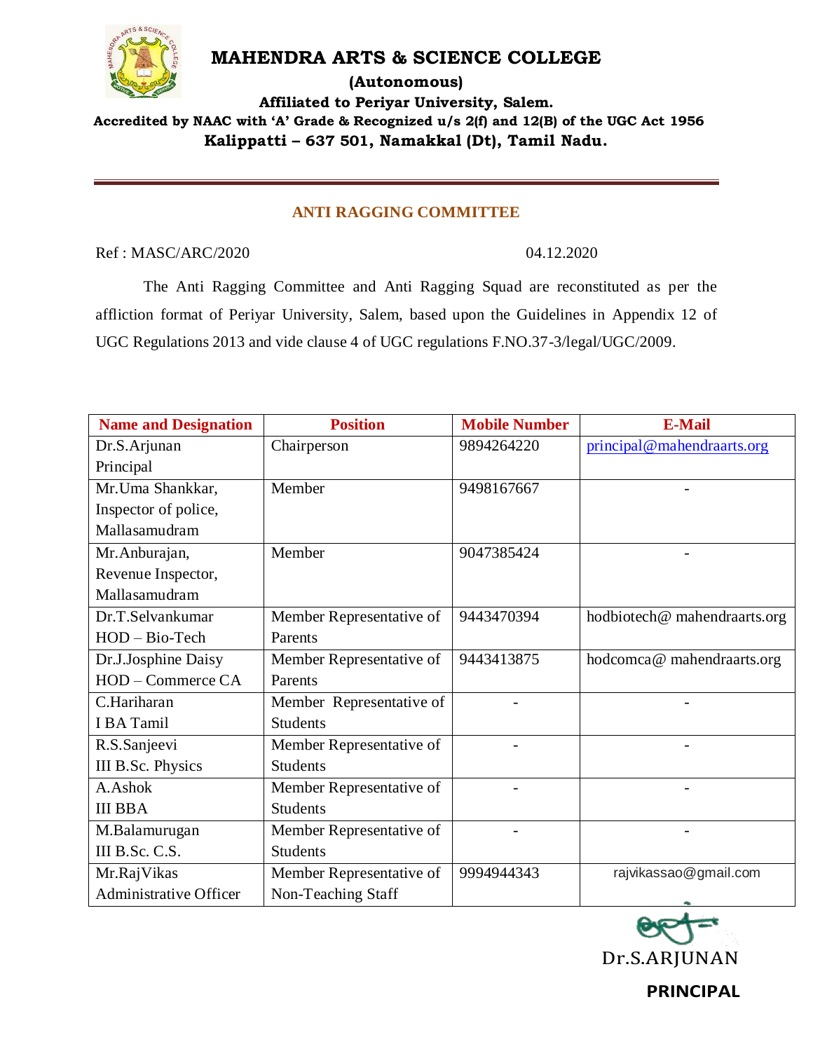# MAHENDRA ARTS & SCIENCE COLLEGE

**(Autonomous)**

**Affiliated to Periyar University, Salem.**

**Accredited by NAAC with 'A' Grade & Recognized u/s 2(f) and 12(B) of the UGC Act 1956**

**Kalippatti – 637 501, Namakkal (Dt), Tamil Nadu.**

## ANTI RAGGING COMMITTEE

Ref : MASC/ARC/2020 04.12.2020

The Anti Ragging Committee and Anti Ragging Squad are reconstituted as per the affliction format of Periyar University, Salem, based upon the Guidelines in Appendix 12 of UGC Regulations 2013 and vide clause 4 of UGC regulations F.NO.37-3/legal/UGC/2009.

| Name and Designation | Position | Mobile Number | E-Mail |
|---|---|---|---|
| Dr.S.Arjunan Principal | Chairperson | 9894264220 | principal@mahendraarts.org |
| Mr.Uma Shankkar, Inspector of police, Mallasamudram | Member | 9498167667 | - |
| Mr.Anburajan, Revenue Inspector, Mallasamudram | Member | 9047385424 | - |
| Dr.T.Selvankumar HOD – Bio-Tech | Member Representative of Parents | 9443470394 | hodbiotech@ mahendraarts.org |
| Dr.J.Josphine Daisy HOD – Commerce CA | Member Representative of Parents | 9443413875 | hodcomca@ mahendraarts.org |
| C.Hariharan I BA Tamil | Member Representative of Students | - | - |
| R.S.Sanjeevi III B.Sc. Physics | Member Representative of Students | - | - |
| A.Ashok III BBA | Member Representative of Students | - | - |
| M.Balamurugan III B.Sc. C.S. | Member Representative of Students | - | - |
| Mr.RajVikas Administrative Officer | Member Representative of Non-Teaching Staff | 9994944343 | rajvikassao@gmail.com |

Dr.S.ARJUNAN

**PRINCIPAL**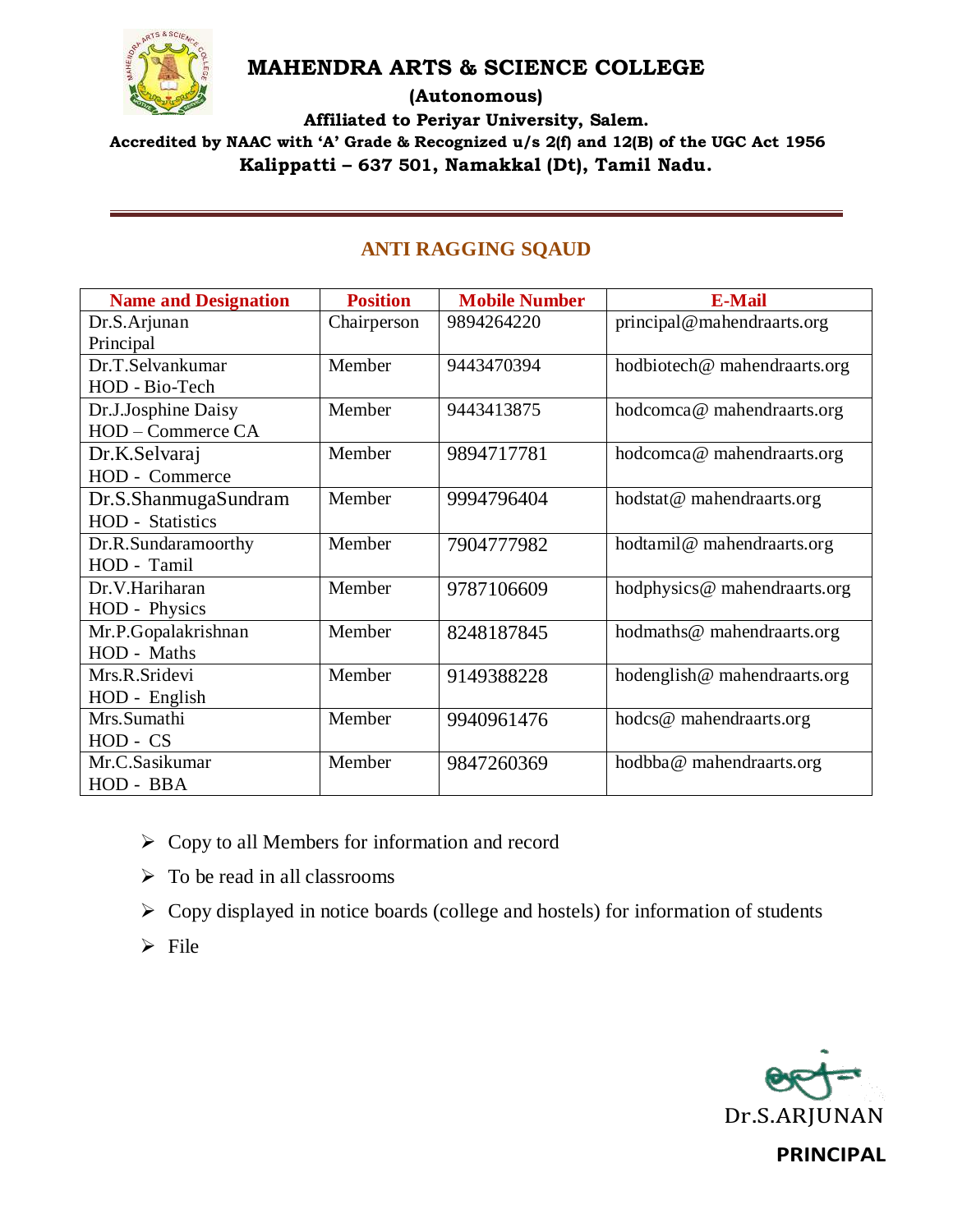# MAHENDRA ARTS & SCIENCE COLLEGE

**(Autonomous)**

**Affiliated to Periyar University, Salem.**

**Accredited by NAAC with 'A' Grade & Recognized u/s 2(f) and 12(B) of the UGC Act 1956**

**Kalippatti – 637 501, Namakkal (Dt), Tamil Nadu.**

## ANTI RAGGING SQAUD

| Name and Designation | Position | Mobile Number | E-Mail |
|---|---|---|---|
| Dr.S.Arjunan<br>Principal | Chairperson | 9894264220 | principal@mahendraarts.org |
| Dr.T.Selvankumar<br>HOD - Bio-Tech | Member | 9443470394 | hodbiotech@ mahendraarts.org |
| Dr.J.Josphine Daisy<br>HOD – Commerce CA | Member | 9443413875 | hodcomca@ mahendraarts.org |
| Dr.K.Selvaraj<br>HOD - Commerce | Member | 9894717781 | hodcomca@ mahendraarts.org |
| Dr.S.ShanmugaSundram<br>HOD - Statistics | Member | 9994796404 | hodstat@ mahendraarts.org |
| Dr.R.Sundaramoorthy<br>HOD - Tamil | Member | 7904777982 | hodtamil@ mahendraarts.org |
| Dr.V.Hariharan<br>HOD - Physics | Member | 9787106609 | hodphysics@ mahendraarts.org |
| Mr.P.Gopalakrishnan<br>HOD - Maths | Member | 8248187845 | hodmaths@ mahendraarts.org |
| Mrs.R.Sridevi<br>HOD - English | Member | 9149388228 | hodenglish@ mahendraarts.org |
| Mrs.Sumathi<br>HOD - CS | Member | 9940961476 | hodcs@ mahendraarts.org |
| Mr.C.Sasikumar<br>HOD - BBA | Member | 9847260369 | hodbba@ mahendraarts.org |

- Copy to all Members for information and record
- To be read in all classrooms
- Copy displayed in notice boards (college and hostels) for information of students
- File

Dr.S.ARJUNAN

**PRINCIPAL**